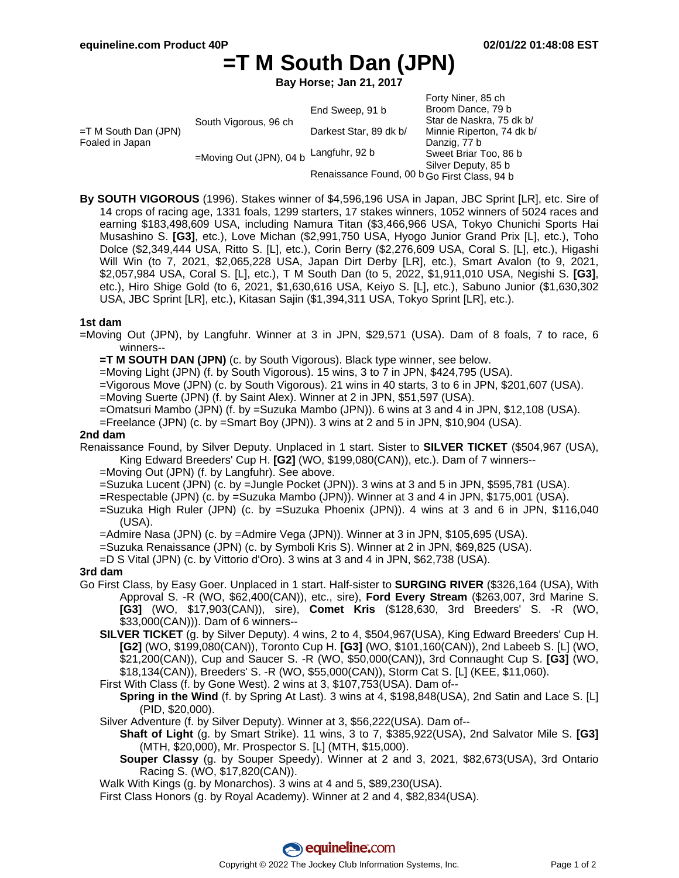equineline.com Product 40P — 02/01/22 01:48:08 EST

# =T M South Dan (JPN)

**Bay Horse; Jan 21, 2017**

| | | | |
|---|---|---|---|
| =T M South Dan (JPN) Foaled in Japan | South Vigorous, 96 ch | End Sweep, 91 b | Forty Niner, 85 ch |
| | | | Broom Dance, 79 b |
| | | Darkest Star, 89 dk b/ | Star de Naskra, 75 dk b/ |
| | | | Minnie Riperton, 74 dk b/ |
| | =Moving Out (JPN), 04 b | Langfuhr, 92 b | Danzig, 77 b |
| | | | Sweet Briar Too, 86 b |
| | | Renaissance Found, 00 b | Silver Deputy, 85 b |
| | | | Go First Class, 94 b |

**By SOUTH VIGOROUS** (1996). Stakes winner of $4,596,196 USA in Japan, JBC Sprint [LR], etc. Sire of 14 crops of racing age, 1331 foals, 1299 starters, 17 stakes winners, 1052 winners of 5024 races and earning $183,498,609 USA, including Namura Titan ($3,466,966 USA, Tokyo Chunichi Sports Hai Musashino S. **[G3]**, etc.), Love Michan ($2,991,750 USA, Hyogo Junior Grand Prix [L], etc.), Toho Dolce ($2,349,444 USA, Ritto S. [L], etc.), Corin Berry ($2,276,609 USA, Coral S. [L], etc.), Higashi Will Win (to 7, 2021, $2,065,228 USA, Japan Dirt Derby [LR], etc.), Smart Avalon (to 9, 2021, $2,057,984 USA, Coral S. [L], etc.), T M South Dan (to 5, 2022, $1,911,010 USA, Negishi S. **[G3]**, etc.), Hiro Shige Gold (to 6, 2021, $1,630,616 USA, Keiyo S. [L], etc.), Sabuno Junior ($1,630,302 USA, JBC Sprint [LR], etc.), Kitasan Sajin ($1,394,311 USA, Tokyo Sprint [LR], etc.).

### 1st dam

=Moving Out (JPN), by Langfuhr. Winner at 3 in JPN, $29,571 (USA). Dam of 8 foals, 7 to race, 6 winners--

- **=T M SOUTH DAN (JPN)** (c. by South Vigorous). Black type winner, see below.
- =Moving Light (JPN) (f. by South Vigorous). 15 wins, 3 to 7 in JPN, $424,795 (USA).
- =Vigorous Move (JPN) (c. by South Vigorous). 21 wins in 40 starts, 3 to 6 in JPN, $201,607 (USA).
- =Moving Suerte (JPN) (f. by Saint Alex). Winner at 2 in JPN, $51,597 (USA).
- =Omatsuri Mambo (JPN) (f. by =Suzuka Mambo (JPN)). 6 wins at 3 and 4 in JPN, $12,108 (USA).
- =Freelance (JPN) (c. by =Smart Boy (JPN)). 3 wins at 2 and 5 in JPN, $10,904 (USA).

### 2nd dam

Renaissance Found, by Silver Deputy. Unplaced in 1 start. Sister to **SILVER TICKET** ($504,967 (USA), King Edward Breeders' Cup H. **[G2]** (WO, $199,080(CAN)), etc.). Dam of 7 winners--

- =Moving Out (JPN) (f. by Langfuhr). See above.
- =Suzuka Lucent (JPN) (c. by =Jungle Pocket (JPN)). 3 wins at 3 and 5 in JPN, $595,781 (USA).
- =Respectable (JPN) (c. by =Suzuka Mambo (JPN)). Winner at 3 and 4 in JPN, $175,001 (USA).
- =Suzuka High Ruler (JPN) (c. by =Suzuka Phoenix (JPN)). 4 wins at 3 and 6 in JPN, $116,040 (USA).
- =Admire Nasa (JPN) (c. by =Admire Vega (JPN)). Winner at 3 in JPN, $105,695 (USA).
- =Suzuka Renaissance (JPN) (c. by Symboli Kris S). Winner at 2 in JPN, $69,825 (USA).
- =D S Vital (JPN) (c. by Vittorio d'Oro). 3 wins at 3 and 4 in JPN, $62,738 (USA).

### 3rd dam

Go First Class, by Easy Goer. Unplaced in 1 start. Half-sister to **SURGING RIVER** ($326,164 (USA), With Approval S. -R (WO, $62,400(CAN)), etc., sire), **Ford Every Stream** ($263,007, 3rd Marine S. **[G3]** (WO, $17,903(CAN)), sire), **Comet Kris** ($128,630, 3rd Breeders' S. -R (WO, $33,000(CAN))). Dam of 6 winners--

- **SILVER TICKET** (g. by Silver Deputy). 4 wins, 2 to 4, $504,967(USA), King Edward Breeders' Cup H. **[G2]** (WO, $199,080(CAN)), Toronto Cup H. **[G3]** (WO, $101,160(CAN)), 2nd Labeeb S. [L] (WO, $21,200(CAN)), Cup and Saucer S. -R (WO, $50,000(CAN)), 3rd Connaught Cup S. **[G3]** (WO, $18,134(CAN)), Breeders' S. -R (WO, $55,000(CAN)), Storm Cat S. [L] (KEE, $11,060).
- First With Class (f. by Gone West). 2 wins at 3, $107,753(USA). Dam of--
  - **Spring in the Wind** (f. by Spring At Last). 3 wins at 4, $198,848(USA), 2nd Satin and Lace S. [L] (PID, $20,000).
- Silver Adventure (f. by Silver Deputy). Winner at 3, $56,222(USA). Dam of--
  - **Shaft of Light** (g. by Smart Strike). 11 wins, 3 to 7, $385,922(USA), 2nd Salvator Mile S. **[G3]** (MTH, $20,000), Mr. Prospector S. [L] (MTH, $15,000).
  - **Souper Classy** (g. by Souper Speedy). Winner at 2 and 3, 2021, $82,673(USA), 3rd Ontario Racing S. (WO, $17,820(CAN)).
- Walk With Kings (g. by Monarchos). 3 wins at 4 and 5, $89,230(USA).
- First Class Honors (g. by Royal Academy). Winner at 2 and 4, $82,834(USA).

Copyright © 2022 The Jockey Club Information Systems, Inc.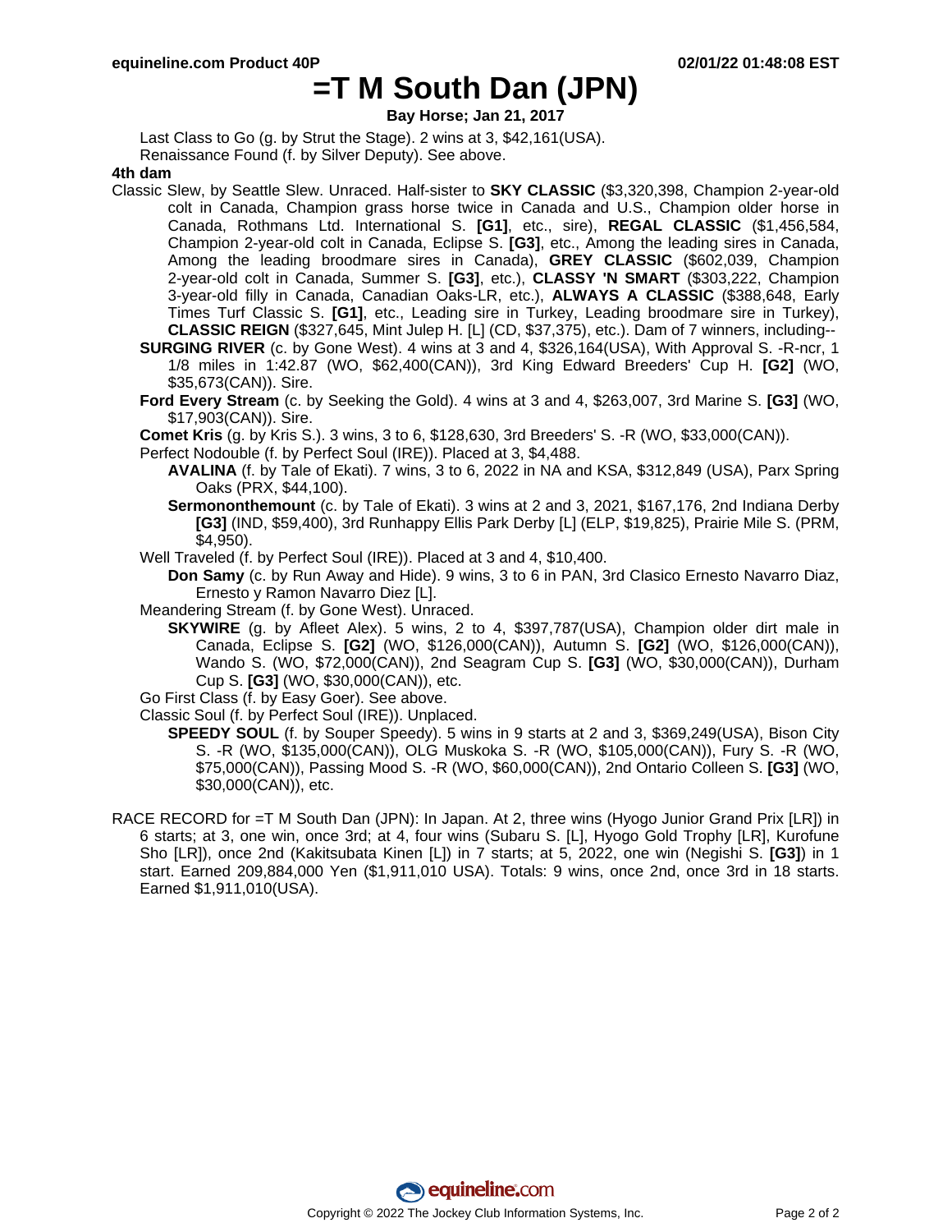# =T M South Dan (JPN)

**Bay Horse; Jan 21, 2017**

Last Class to Go (g. by Strut the Stage). 2 wins at 3, $42,161(USA).

Renaissance Found (f. by Silver Deputy). See above.

**4th dam**

Classic Slew, by Seattle Slew. Unraced. Half-sister to **SKY CLASSIC** ($3,320,398, Champion 2-year-old colt in Canada, Champion grass horse twice in Canada and U.S., Champion older horse in Canada, Rothmans Ltd. International S. **[G1]**, etc., sire), **REGAL CLASSIC** ($1,456,584, Champion 2-year-old colt in Canada, Eclipse S. **[G3]**, etc., Among the leading sires in Canada, Among the leading broodmare sires in Canada), **GREY CLASSIC** ($602,039, Champion 2-year-old colt in Canada, Summer S. **[G3]**, etc.), **CLASSY 'N SMART** ($303,222, Champion 3-year-old filly in Canada, Canadian Oaks-LR, etc.), **ALWAYS A CLASSIC** ($388,648, Early Times Turf Classic S. **[G1]**, etc., Leading sire in Turkey, Leading broodmare sire in Turkey), **CLASSIC REIGN** ($327,645, Mint Julep H. [L] (CD, $37,375), etc.). Dam of 7 winners, including--

**SURGING RIVER** (c. by Gone West). 4 wins at 3 and 4, $326,164(USA), With Approval S. -R-ncr, 1 1/8 miles in 1:42.87 (WO, $62,400(CAN)), 3rd King Edward Breeders' Cup H. **[G2]** (WO, $35,673(CAN)). Sire.

**Ford Every Stream** (c. by Seeking the Gold). 4 wins at 3 and 4, $263,007, 3rd Marine S. **[G3]** (WO, $17,903(CAN)). Sire.

**Comet Kris** (g. by Kris S.). 3 wins, 3 to 6, $128,630, 3rd Breeders' S. -R (WO, $33,000(CAN)).

Perfect Nodouble (f. by Perfect Soul (IRE)). Placed at 3, $4,488.

**AVALINA** (f. by Tale of Ekati). 7 wins, 3 to 6, 2022 in NA and KSA, $312,849 (USA), Parx Spring Oaks (PRX, $44,100).

**Sermononthemount** (c. by Tale of Ekati). 3 wins at 2 and 3, 2021, $167,176, 2nd Indiana Derby **[G3]** (IND, $59,400), 3rd Runhappy Ellis Park Derby [L] (ELP, $19,825), Prairie Mile S. (PRM, $4,950).

Well Traveled (f. by Perfect Soul (IRE)). Placed at 3 and 4, $10,400.

**Don Samy** (c. by Run Away and Hide). 9 wins, 3 to 6 in PAN, 3rd Clasico Ernesto Navarro Diaz, Ernesto y Ramon Navarro Diez [L].

Meandering Stream (f. by Gone West). Unraced.

**SKYWIRE** (g. by Afleet Alex). 5 wins, 2 to 4, $397,787(USA), Champion older dirt male in Canada, Eclipse S. **[G2]** (WO, $126,000(CAN)), Autumn S. **[G2]** (WO, $126,000(CAN)), Wando S. (WO, $72,000(CAN)), 2nd Seagram Cup S. **[G3]** (WO, $30,000(CAN)), Durham Cup S. **[G3]** (WO, $30,000(CAN)), etc.

Go First Class (f. by Easy Goer). See above.

Classic Soul (f. by Perfect Soul (IRE)). Unplaced.

**SPEEDY SOUL** (f. by Souper Speedy). 5 wins in 9 starts at 2 and 3, $369,249(USA), Bison City S. -R (WO, $135,000(CAN)), OLG Muskoka S. -R (WO, $105,000(CAN)), Fury S. -R (WO, $75,000(CAN)), Passing Mood S. -R (WO, $60,000(CAN)), 2nd Ontario Colleen S. **[G3]** (WO, $30,000(CAN)), etc.

RACE RECORD for =T M South Dan (JPN): In Japan. At 2, three wins (Hyogo Junior Grand Prix [LR]) in 6 starts; at 3, one win, once 3rd; at 4, four wins (Subaru S. [L], Hyogo Gold Trophy [LR], Kurofune Sho [LR]), once 2nd (Kakitsubata Kinen [L]) in 7 starts; at 5, 2022, one win (Negishi S. **[G3]**) in 1 start. Earned 209,884,000 Yen ($1,911,010 USA). Totals: 9 wins, once 2nd, once 3rd in 18 starts. Earned $1,911,010(USA).